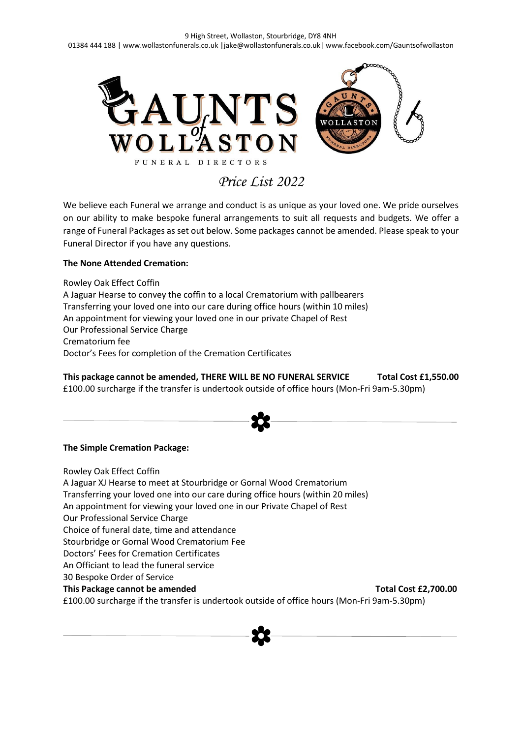9 High Street, Wollaston, Stourbridge, DY8 4NH
01384 444 188 | www.wollastonfunerals.co.uk |jake@wollastonfunerals.co.uk| www.facebook.com/Gauntsofwollaston

# GAUNTS of WOLLASTON

FUNERAL DIRECTORS

## *Price List 2022*

We believe each Funeral we arrange and conduct is as unique as your loved one. We pride ourselves on our ability to make bespoke funeral arrangements to suit all requests and budgets. We offer a range of Funeral Packages as set out below. Some packages cannot be amended. Please speak to your Funeral Director if you have any questions.

**The None Attended Cremation:**

Rowley Oak Effect Coffin
A Jaguar Hearse to convey the coffin to a local Crematorium with pallbearers
Transferring your loved one into our care during office hours (within 10 miles)
An appointment for viewing your loved one in our private Chapel of Rest
Our Professional Service Charge
Crematorium fee
Doctor's Fees for completion of the Cremation Certificates

**This package cannot be amended, THERE WILL BE NO FUNERAL SERVICE** **Total Cost £1,550.00**
£100.00 surcharge if the transfer is undertook outside of office hours (Mon-Fri 9am-5.30pm)

---

**The Simple Cremation Package:**

Rowley Oak Effect Coffin
A Jaguar XJ Hearse to meet at Stourbridge or Gornal Wood Crematorium
Transferring your loved one into our care during office hours (within 20 miles)
An appointment for viewing your loved one in our Private Chapel of Rest
Our Professional Service Charge
Choice of funeral date, time and attendance
Stourbridge or Gornal Wood Crematorium Fee
Doctors' Fees for Cremation Certificates
An Officiant to lead the funeral service
30 Bespoke Order of Service
**This Package cannot be amended** **Total Cost £2,700.00**
£100.00 surcharge if the transfer is undertook outside of office hours (Mon-Fri 9am-5.30pm)

---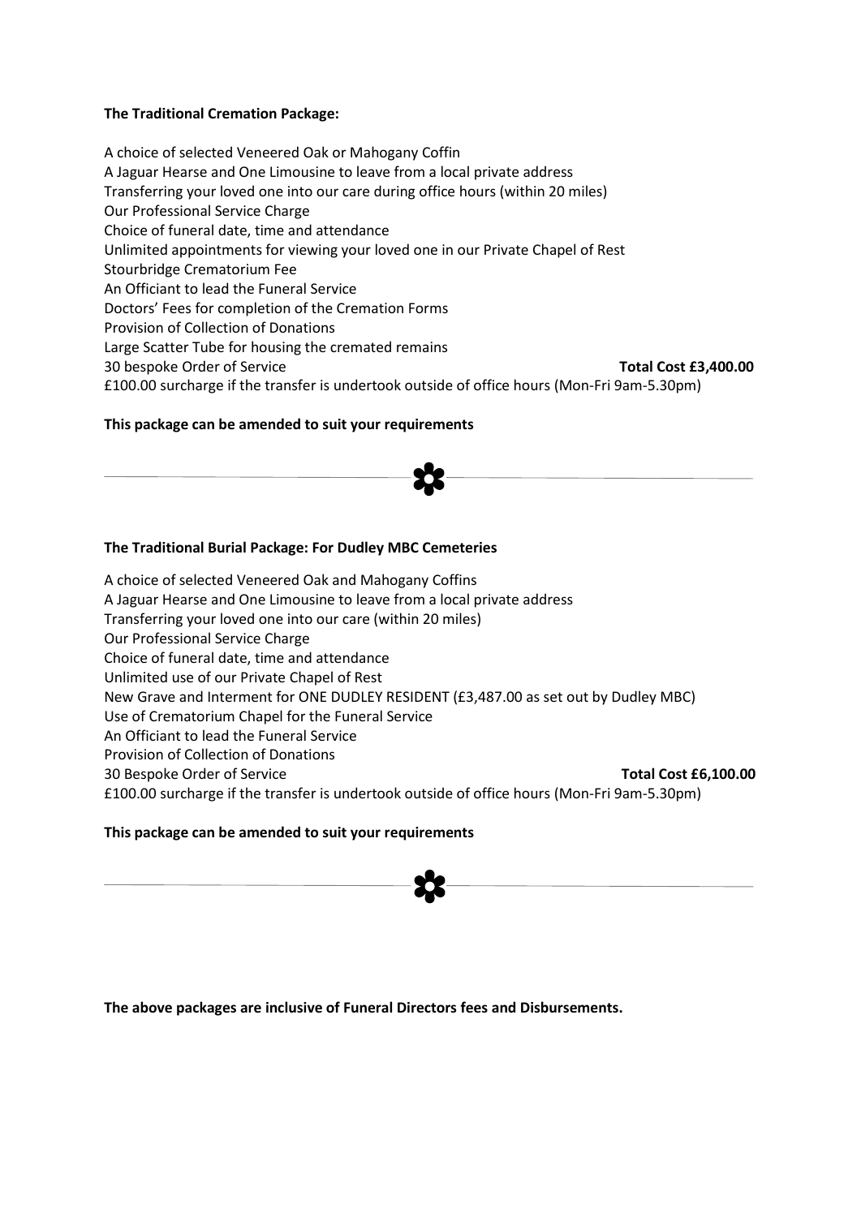**The Traditional Cremation Package:**

A choice of selected Veneered Oak or Mahogany Coffin
A Jaguar Hearse and One Limousine to leave from a local private address
Transferring your loved one into our care during office hours (within 20 miles)
Our Professional Service Charge
Choice of funeral date, time and attendance
Unlimited appointments for viewing your loved one in our Private Chapel of Rest
Stourbridge Crematorium Fee
An Officiant to lead the Funeral Service
Doctors' Fees for completion of the Cremation Forms
Provision of Collection of Donations
Large Scatter Tube for housing the cremated remains
30 bespoke Order of Service **Total Cost £3,400.00**
£100.00 surcharge if the transfer is undertook outside of office hours (Mon-Fri 9am-5.30pm)

**This package can be amended to suit your requirements**

✿

**The Traditional Burial Package: For Dudley MBC Cemeteries**

A choice of selected Veneered Oak and Mahogany Coffins
A Jaguar Hearse and One Limousine to leave from a local private address
Transferring your loved one into our care (within 20 miles)
Our Professional Service Charge
Choice of funeral date, time and attendance
Unlimited use of our Private Chapel of Rest
New Grave and Interment for ONE DUDLEY RESIDENT (£3,487.00 as set out by Dudley MBC)
Use of Crematorium Chapel for the Funeral Service
An Officiant to lead the Funeral Service
Provision of Collection of Donations
30 Bespoke Order of Service **Total Cost £6,100.00**
£100.00 surcharge if the transfer is undertook outside of office hours (Mon-Fri 9am-5.30pm)

**This package can be amended to suit your requirements**

✿

**The above packages are inclusive of Funeral Directors fees and Disbursements.**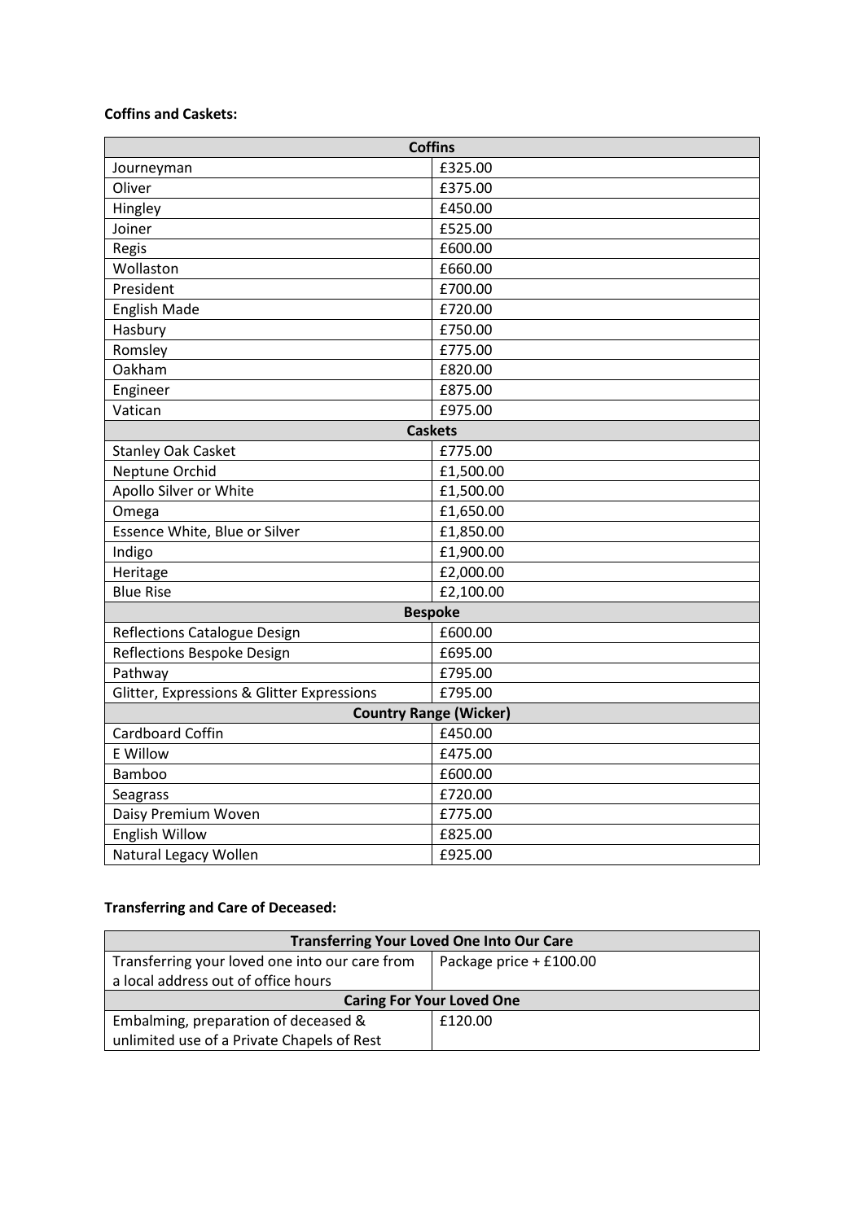**Coffins and Caskets:**

| Coffins | |
|---|---|
| Journeyman | £325.00 |
| Oliver | £375.00 |
| Hingley | £450.00 |
| Joiner | £525.00 |
| Regis | £600.00 |
| Wollaston | £660.00 |
| President | £700.00 |
| English Made | £720.00 |
| Hasbury | £750.00 |
| Romsley | £775.00 |
| Oakham | £820.00 |
| Engineer | £875.00 |
| Vatican | £975.00 |
| **Caskets** | |
| Stanley Oak Casket | £775.00 |
| Neptune Orchid | £1,500.00 |
| Apollo Silver or White | £1,500.00 |
| Omega | £1,650.00 |
| Essence White, Blue or Silver | £1,850.00 |
| Indigo | £1,900.00 |
| Heritage | £2,000.00 |
| Blue Rise | £2,100.00 |
| **Bespoke** | |
| Reflections Catalogue Design | £600.00 |
| Reflections Bespoke Design | £695.00 |
| Pathway | £795.00 |
| Glitter, Expressions & Glitter Expressions | £795.00 |
| **Country Range (Wicker)** | |
| Cardboard Coffin | £450.00 |
| E Willow | £475.00 |
| Bamboo | £600.00 |
| Seagrass | £720.00 |
| Daisy Premium Woven | £775.00 |
| English Willow | £825.00 |
| Natural Legacy Wollen | £925.00 |

**Transferring and Care of Deceased:**

| Transferring Your Loved One Into Our Care | |
|---|---|
| Transferring your loved one into our care from a local address out of office hours | Package price + £100.00 |
| **Caring For Your Loved One** | |
| Embalming, preparation of deceased & unlimited use of a Private Chapels of Rest | £120.00 |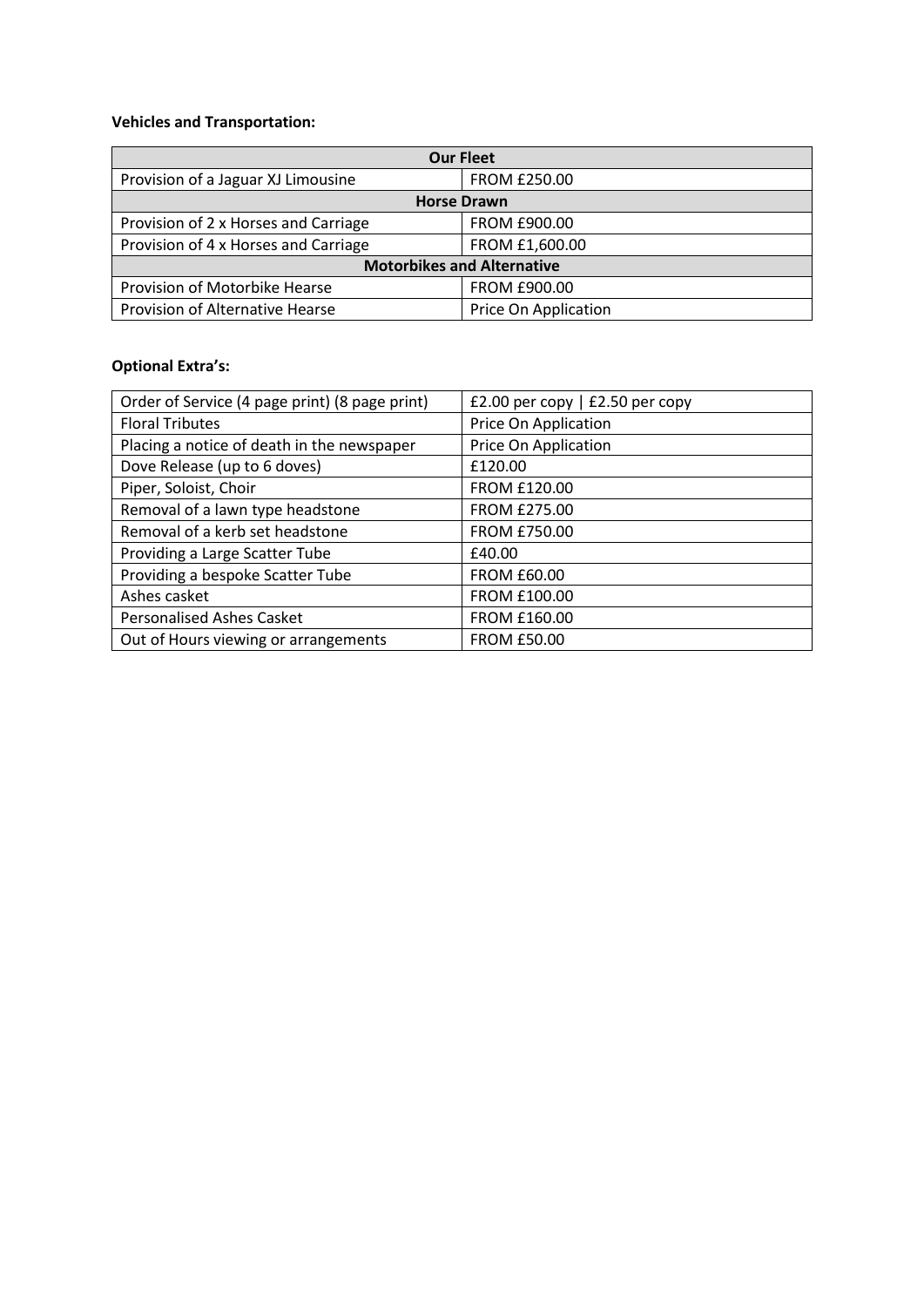**Vehicles and Transportation:**

| Our Fleet | |
|---|---|
| Provision of a Jaguar XJ Limousine | FROM £250.00 |
| **Horse Drawn** | |
| Provision of 2 x Horses and Carriage | FROM £900.00 |
| Provision of 4 x Horses and Carriage | FROM £1,600.00 |
| **Motorbikes and Alternative** | |
| Provision of Motorbike Hearse | FROM £900.00 |
| Provision of Alternative Hearse | Price On Application |

**Optional Extra's:**

| | |
|---|---|
| Order of Service (4 page print) (8 page print) | £2.00 per copy \| £2.50 per copy |
| Floral Tributes | Price On Application |
| Placing a notice of death in the newspaper | Price On Application |
| Dove Release (up to 6 doves) | £120.00 |
| Piper, Soloist, Choir | FROM £120.00 |
| Removal of a lawn type headstone | FROM £275.00 |
| Removal of a kerb set headstone | FROM £750.00 |
| Providing a Large Scatter Tube | £40.00 |
| Providing a bespoke Scatter Tube | FROM £60.00 |
| Ashes casket | FROM £100.00 |
| Personalised Ashes Casket | FROM £160.00 |
| Out of Hours viewing or arrangements | FROM £50.00 |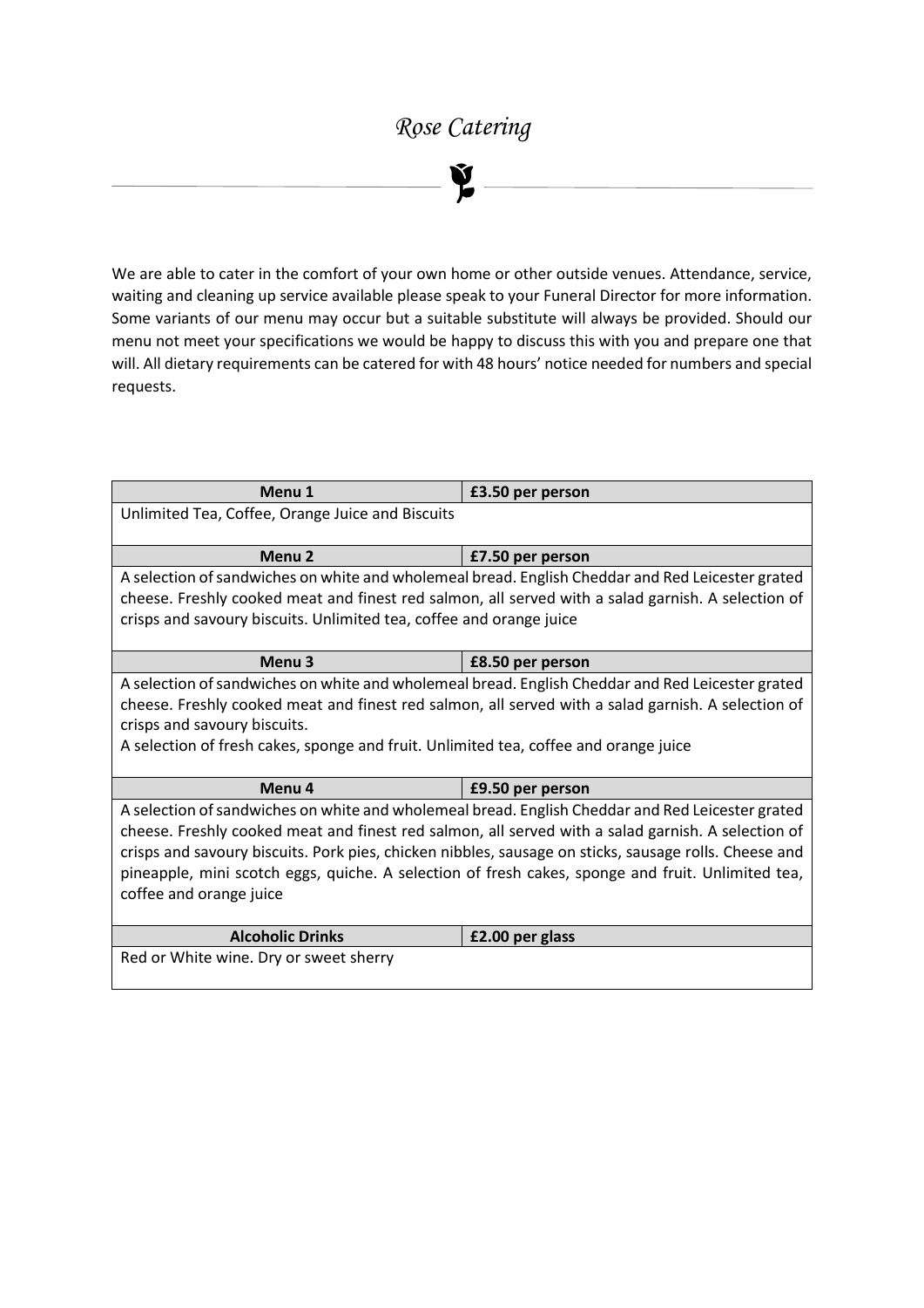# *Rose Catering*

We are able to cater in the comfort of your own home or other outside venues. Attendance, service, waiting and cleaning up service available please speak to your Funeral Director for more information. Some variants of our menu may occur but a suitable substitute will always be provided. Should our menu not meet your specifications we would be happy to discuss this with you and prepare one that will. All dietary requirements can be catered for with 48 hours' notice needed for numbers and special requests.

| **Menu 1** | **£3.50 per person** |
|---|---|
| Unlimited Tea, Coffee, Orange Juice and Biscuits | |
| **Menu 2** | **£7.50 per person** |
| A selection of sandwiches on white and wholemeal bread. English Cheddar and Red Leicester grated cheese. Freshly cooked meat and finest red salmon, all served with a salad garnish. A selection of crisps and savoury biscuits. Unlimited tea, coffee and orange juice | |
| **Menu 3** | **£8.50 per person** |
| A selection of sandwiches on white and wholemeal bread. English Cheddar and Red Leicester grated cheese. Freshly cooked meat and finest red salmon, all served with a salad garnish. A selection of crisps and savoury biscuits.<br>A selection of fresh cakes, sponge and fruit. Unlimited tea, coffee and orange juice | |
| **Menu 4** | **£9.50 per person** |
| A selection of sandwiches on white and wholemeal bread. English Cheddar and Red Leicester grated cheese. Freshly cooked meat and finest red salmon, all served with a salad garnish. A selection of crisps and savoury biscuits. Pork pies, chicken nibbles, sausage on sticks, sausage rolls. Cheese and pineapple, mini scotch eggs, quiche. A selection of fresh cakes, sponge and fruit. Unlimited tea, coffee and orange juice | |
| **Alcoholic Drinks** | **£2.00 per glass** |
| Red or White wine. Dry or sweet sherry | |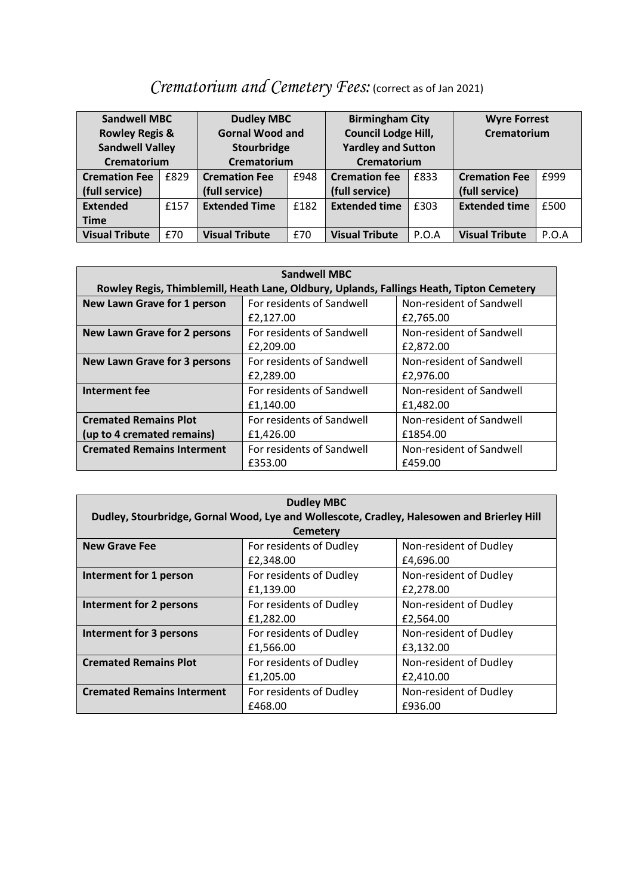# *Crematorium and Cemetery Fees:* (correct as of Jan 2021)

| Sandwell MBC Rowley Regis & Sandwell Valley Crematorium | | Dudley MBC Gornal Wood and Stourbridge Crematorium | | Birmingham City Council Lodge Hill, Yardley and Sutton Crematorium | | Wyre Forrest Crematorium | |
|---|---|---|---|---|---|---|---|
| **Cremation Fee (full service)** | £829 | **Cremation Fee (full service)** | £948 | **Cremation fee (full service)** | £833 | **Cremation Fee (full service)** | £999 |
| **Extended Time** | £157 | **Extended Time** | £182 | **Extended time** | £303 | **Extended time** | £500 |
| **Visual Tribute** | £70 | **Visual Tribute** | £70 | **Visual Tribute** | P.O.A | **Visual Tribute** | P.O.A |

| Sandwell MBC Rowley Regis, Thimblemill, Heath Lane, Oldbury, Uplands, Fallings Heath, Tipton Cemetery | | |
|---|---|---|
| **New Lawn Grave for 1 person** | For residents of Sandwell £2,127.00 | Non-resident of Sandwell £2,765.00 |
| **New Lawn Grave for 2 persons** | For residents of Sandwell £2,209.00 | Non-resident of Sandwell £2,872.00 |
| **New Lawn Grave for 3 persons** | For residents of Sandwell £2,289.00 | Non-resident of Sandwell £2,976.00 |
| **Interment fee** | For residents of Sandwell £1,140.00 | Non-resident of Sandwell £1,482.00 |
| **Cremated Remains Plot (up to 4 cremated remains)** | For residents of Sandwell £1,426.00 | Non-resident of Sandwell £1854.00 |
| **Cremated Remains Interment** | For residents of Sandwell £353.00 | Non-resident of Sandwell £459.00 |

| Dudley MBC Dudley, Stourbridge, Gornal Wood, Lye and Wollescote, Cradley, Halesowen and Brierley Hill Cemetery | | |
|---|---|---|
| **New Grave Fee** | For residents of Dudley £2,348.00 | Non-resident of Dudley £4,696.00 |
| **Interment for 1 person** | For residents of Dudley £1,139.00 | Non-resident of Dudley £2,278.00 |
| **Interment for 2 persons** | For residents of Dudley £1,282.00 | Non-resident of Dudley £2,564.00 |
| **Interment for 3 persons** | For residents of Dudley £1,566.00 | Non-resident of Dudley £3,132.00 |
| **Cremated Remains Plot** | For residents of Dudley £1,205.00 | Non-resident of Dudley £2,410.00 |
| **Cremated Remains Interment** | For residents of Dudley £468.00 | Non-resident of Dudley £936.00 |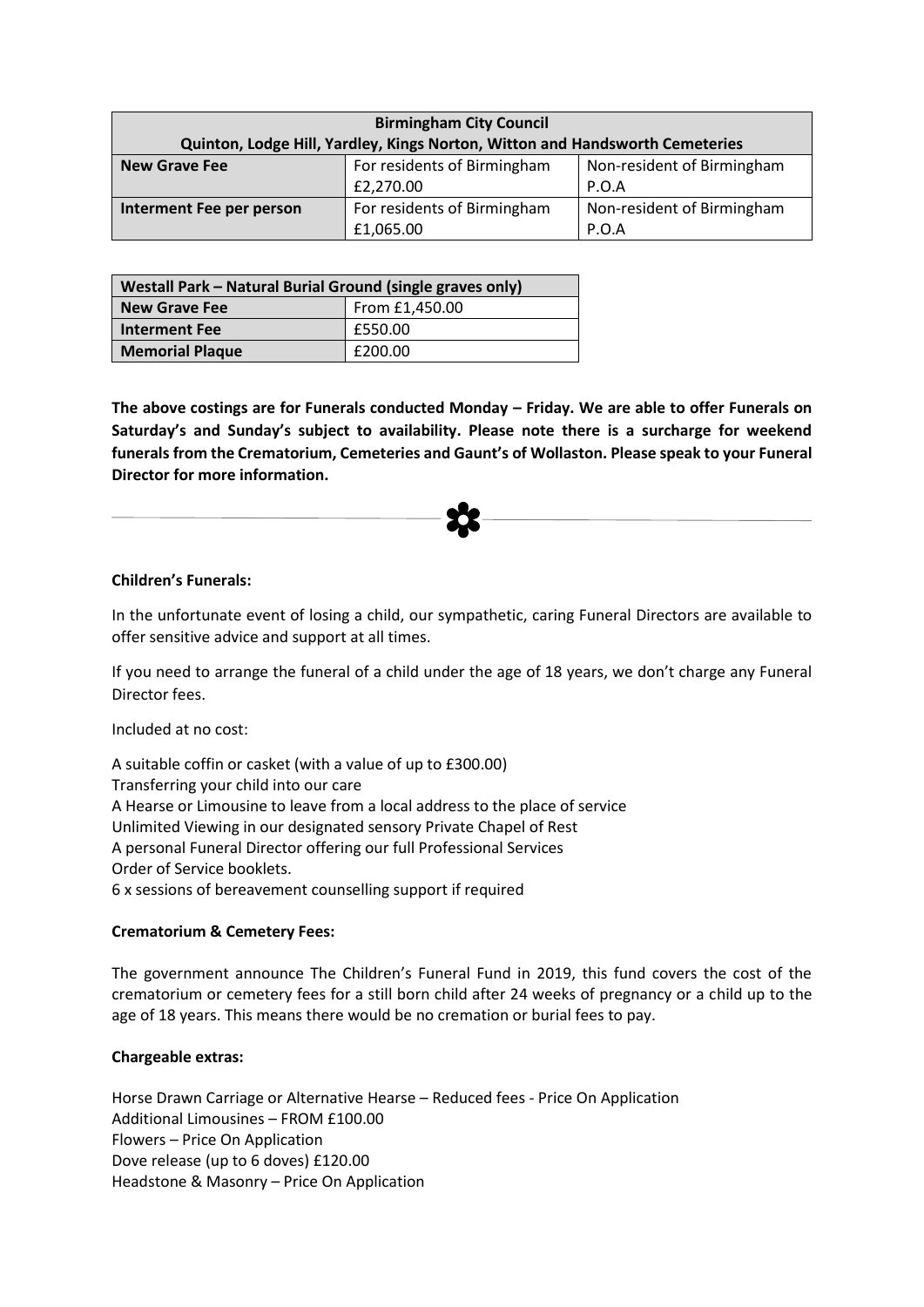| Birmingham City Council<br>Quinton, Lodge Hill, Yardley, Kings Norton, Witton and Handsworth Cemeteries | | |
|---|---|---|
| **New Grave Fee** | For residents of Birmingham<br>£2,270.00 | Non-resident of Birmingham<br>P.O.A |
| **Interment Fee per person** | For residents of Birmingham<br>£1,065.00 | Non-resident of Birmingham<br>P.O.A |

| Westall Park – Natural Burial Ground (single graves only) | |
|---|---|
| **New Grave Fee** | From £1,450.00 |
| **Interment Fee** | £550.00 |
| **Memorial Plaque** | £200.00 |

**The above costings are for Funerals conducted Monday – Friday. We are able to offer Funerals on Saturday's and Sunday's subject to availability. Please note there is a surcharge for weekend funerals from the Crematorium, Cemeteries and Gaunt's of Wollaston. Please speak to your Funeral Director for more information.**

---

**Children's Funerals:**

In the unfortunate event of losing a child, our sympathetic, caring Funeral Directors are available to offer sensitive advice and support at all times.

If you need to arrange the funeral of a child under the age of 18 years, we don't charge any Funeral Director fees.

Included at no cost:

A suitable coffin or casket (with a value of up to £300.00)
Transferring your child into our care
A Hearse or Limousine to leave from a local address to the place of service
Unlimited Viewing in our designated sensory Private Chapel of Rest
A personal Funeral Director offering our full Professional Services
Order of Service booklets.
6 x sessions of bereavement counselling support if required

**Crematorium & Cemetery Fees:**

The government announce The Children's Funeral Fund in 2019, this fund covers the cost of the crematorium or cemetery fees for a still born child after 24 weeks of pregnancy or a child up to the age of 18 years. This means there would be no cremation or burial fees to pay.

**Chargeable extras:**

Horse Drawn Carriage or Alternative Hearse – Reduced fees - Price On Application
Additional Limousines – FROM £100.00
Flowers – Price On Application
Dove release (up to 6 doves) £120.00
Headstone & Masonry – Price On Application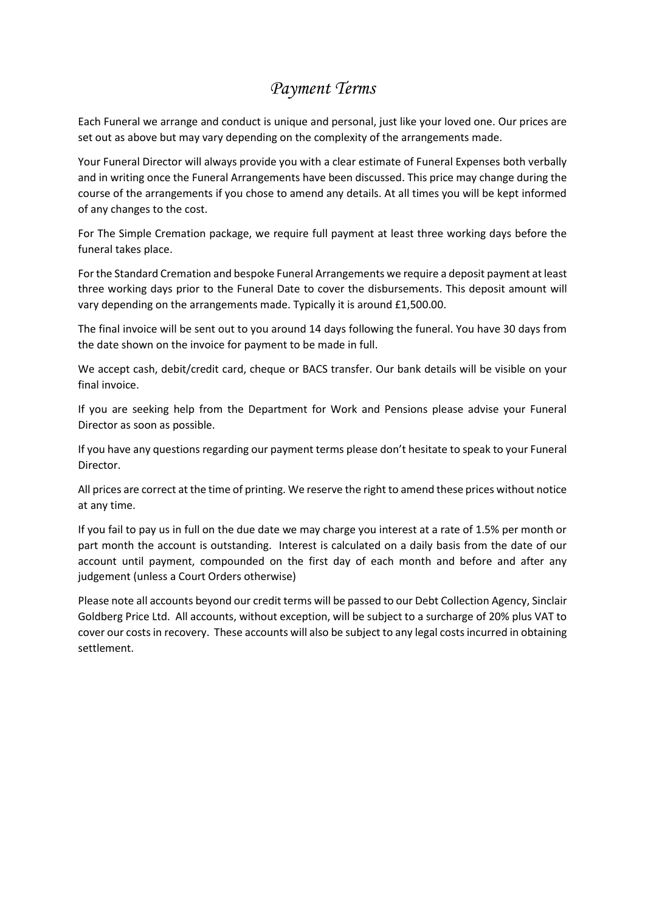# *Payment Terms*

Each Funeral we arrange and conduct is unique and personal, just like your loved one. Our prices are set out as above but may vary depending on the complexity of the arrangements made.

Your Funeral Director will always provide you with a clear estimate of Funeral Expenses both verbally and in writing once the Funeral Arrangements have been discussed. This price may change during the course of the arrangements if you chose to amend any details. At all times you will be kept informed of any changes to the cost.

For The Simple Cremation package, we require full payment at least three working days before the funeral takes place.

For the Standard Cremation and bespoke Funeral Arrangements we require a deposit payment at least three working days prior to the Funeral Date to cover the disbursements. This deposit amount will vary depending on the arrangements made. Typically it is around £1,500.00.

The final invoice will be sent out to you around 14 days following the funeral. You have 30 days from the date shown on the invoice for payment to be made in full.

We accept cash, debit/credit card, cheque or BACS transfer. Our bank details will be visible on your final invoice.

If you are seeking help from the Department for Work and Pensions please advise your Funeral Director as soon as possible.

If you have any questions regarding our payment terms please don't hesitate to speak to your Funeral Director.

All prices are correct at the time of printing. We reserve the right to amend these prices without notice at any time.

If you fail to pay us in full on the due date we may charge you interest at a rate of 1.5% per month or part month the account is outstanding. Interest is calculated on a daily basis from the date of our account until payment, compounded on the first day of each month and before and after any judgement (unless a Court Orders otherwise)

Please note all accounts beyond our credit terms will be passed to our Debt Collection Agency, Sinclair Goldberg Price Ltd. All accounts, without exception, will be subject to a surcharge of 20% plus VAT to cover our costs in recovery. These accounts will also be subject to any legal costs incurred in obtaining settlement.